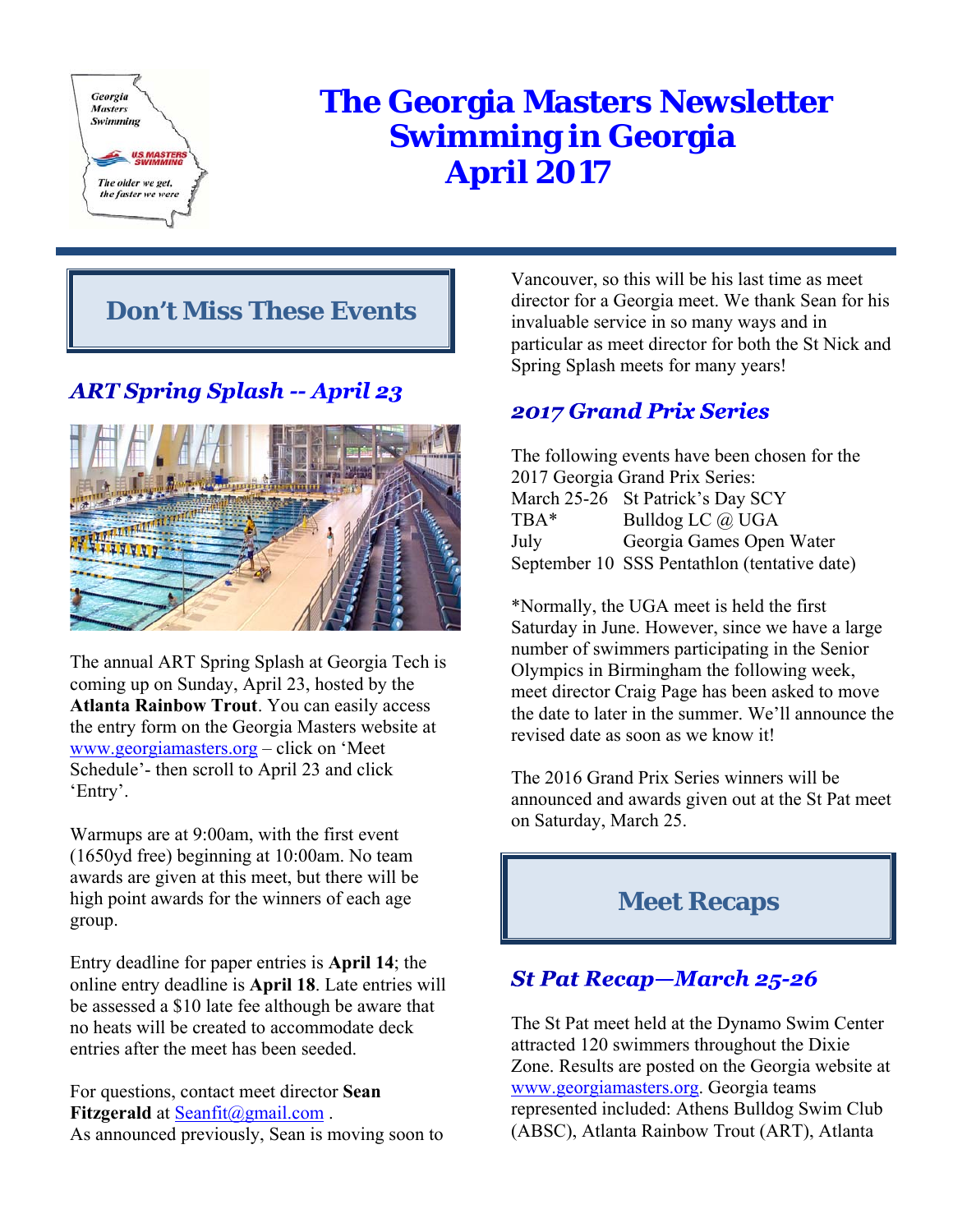# The Georgia Masters Newsletter Swimming in Georgia April 2017

## Don't Miss These Events

### *ART Spring Splash -- April 23*

The annual ART Spring Splash at Georgia Tech is coming up on Sunday, April 23, hosted by the **Atlanta Rainbow Trout**. You can easily access the entry form on the Georgia Masters website at www.georgiamasters.org – click on 'Meet Schedule'- then scroll to April 23 and click 'Entry'.

Warmups are at 9:00am, with the first event (1650yd free) beginning at 10:00am. No team awards are given at this meet, but there will be high point awards for the winners of each age group.

Entry deadline for paper entries is **April 14**; the online entry deadline is **April 18**. Late entries will be assessed a $10 late fee although be aware that no heats will be created to accommodate deck entries after the meet has been seeded.

For questions, contact meet director **Sean Fitzgerald** at Seanfit@gmail.com .
As announced previously, Sean is moving soon to Vancouver, so this will be his last time as meet director for a Georgia meet. We thank Sean for his invaluable service in so many ways and in particular as meet director for both the St Nick and Spring Splash meets for many years!

### *2017 Grand Prix Series*

The following events have been chosen for the 2017 Georgia Grand Prix Series:

| | |
|---|---|
| March 25-26 | St Patrick's Day SCY |
| TBA* | Bulldog LC @ UGA |
| July | Georgia Games Open Water |
| September 10 | SSS Pentathlon (tentative date) |

*Normally, the UGA meet is held the first Saturday in June. However, since we have a large number of swimmers participating in the Senior Olympics in Birmingham the following week, meet director Craig Page has been asked to move the date to later in the summer. We'll announce the revised date as soon as we know it!

The 2016 Grand Prix Series winners will be announced and awards given out at the St Pat meet on Saturday, March 25.

## Meet Recaps

### *St Pat Recap—March 25-26*

The St Pat meet held at the Dynamo Swim Center attracted 120 swimmers throughout the Dixie Zone. Results are posted on the Georgia website at www.georgiamasters.org. Georgia teams represented included: Athens Bulldog Swim Club (ABSC), Atlanta Rainbow Trout (ART), Atlanta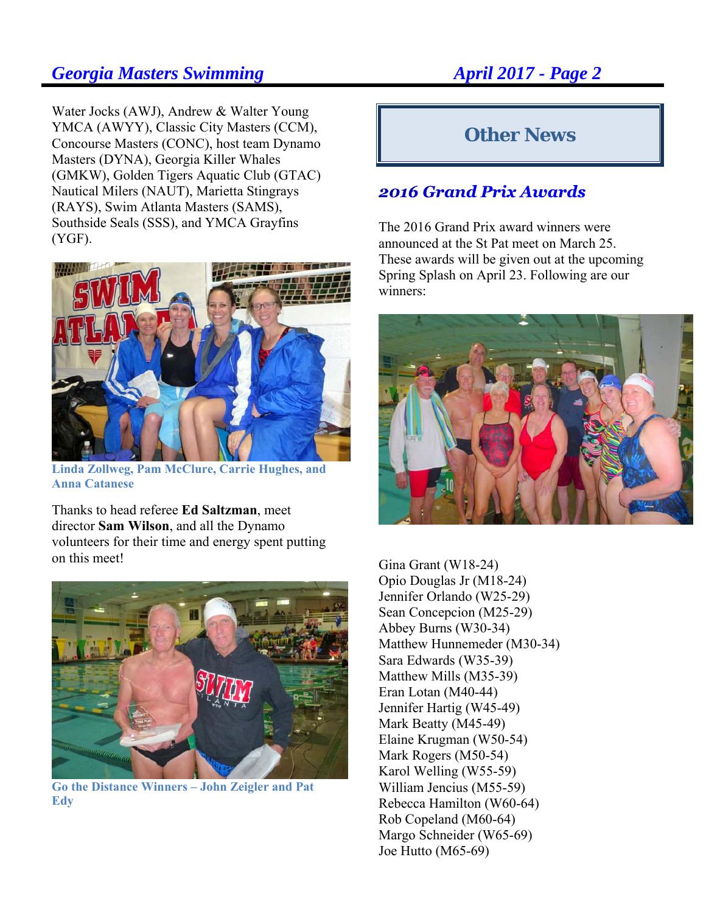Water Jocks (AWJ), Andrew & Walter Young YMCA (AWYY), Classic City Masters (CCM), Concourse Masters (CONC), host team Dynamo Masters (DYNA), Georgia Killer Whales (GMKW), Golden Tigers Aquatic Club (GTAC) Nautical Milers (NAUT), Marietta Stingrays (RAYS), Swim Atlanta Masters (SAMS), Southside Seals (SSS), and YMCA Grayfins (YGF).

**Linda Zollweg, Pam McClure, Carrie Hughes, and Anna Catanese**

Thanks to head referee **Ed Saltzman**, meet director **Sam Wilson**, and all the Dynamo volunteers for their time and energy spent putting on this meet!

**Go the Distance Winners – John Zeigler and Pat Edy**

# Other News

## *2016 Grand Prix Awards*

The 2016 Grand Prix award winners were announced at the St Pat meet on March 25. These awards will be given out at the upcoming Spring Splash on April 23. Following are our winners:

Gina Grant (W18-24)
Opio Douglas Jr (M18-24)
Jennifer Orlando (W25-29)
Sean Concepcion (M25-29)
Abbey Burns (W30-34)
Matthew Hunnemeder (M30-34)
Sara Edwards (W35-39)
Matthew Mills (M35-39)
Eran Lotan (M40-44)
Jennifer Hartig (W45-49)
Mark Beatty (M45-49)
Elaine Krugman (W50-54)
Mark Rogers (M50-54)
Karol Welling (W55-59)
William Jencius (M55-59)
Rebecca Hamilton (W60-64)
Rob Copeland (M60-64)
Margo Schneider (W65-69)
Joe Hutto (M65-69)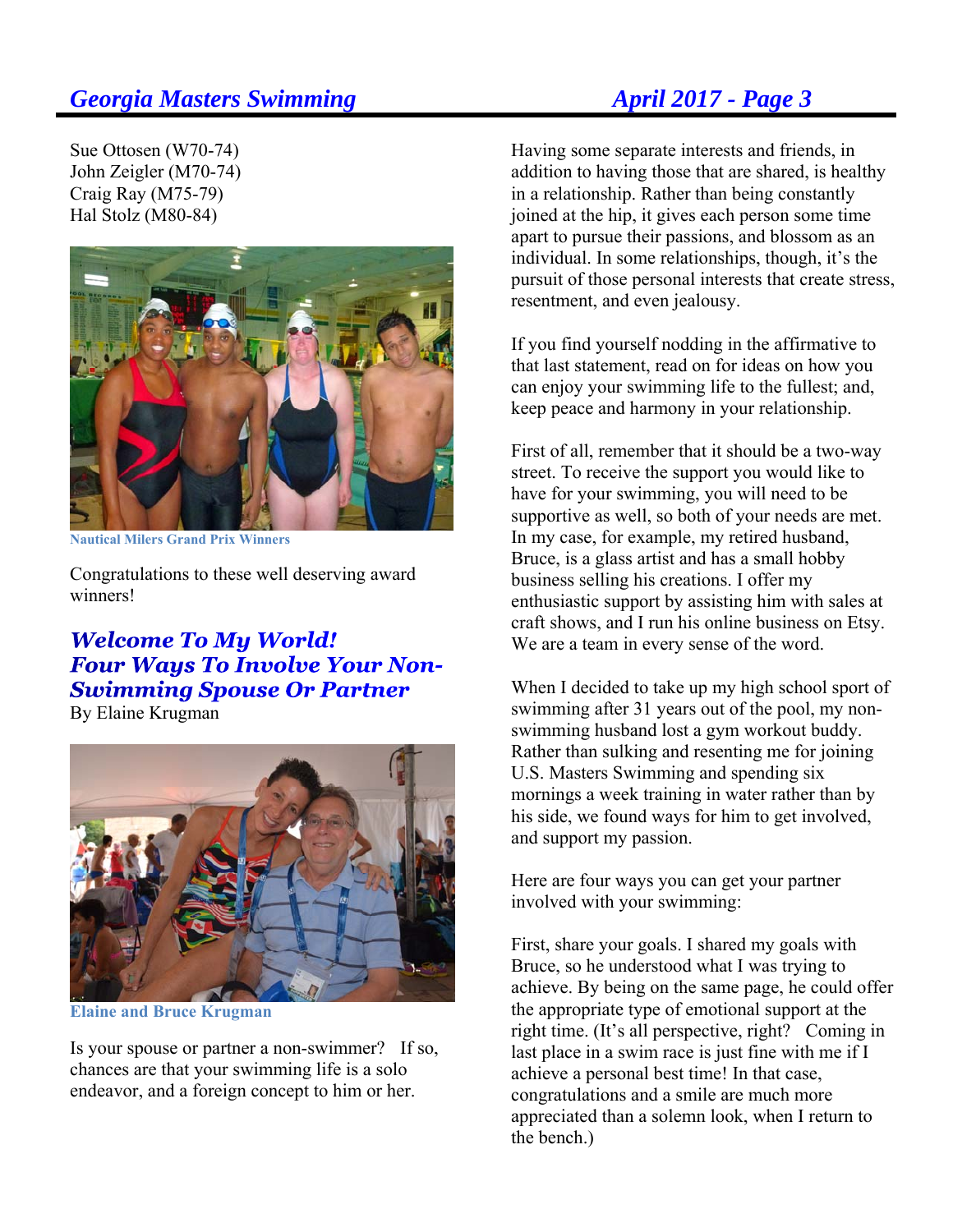Sue Ottosen (W70-74)
John Zeigler (M70-74)
Craig Ray (M75-79)
Hal Stolz (M80-84)

**Nautical Milers Grand Prix Winners**

Congratulations to these well deserving award winners!

## *Welcome To My World! Four Ways To Involve Your Non-Swimming Spouse Or Partner*

By Elaine Krugman

**Elaine and Bruce Krugman**

Is your spouse or partner a non-swimmer? If so, chances are that your swimming life is a solo endeavor, and a foreign concept to him or her.

Having some separate interests and friends, in addition to having those that are shared, is healthy in a relationship. Rather than being constantly joined at the hip, it gives each person some time apart to pursue their passions, and blossom as an individual. In some relationships, though, it's the pursuit of those personal interests that create stress, resentment, and even jealousy.

If you find yourself nodding in the affirmative to that last statement, read on for ideas on how you can enjoy your swimming life to the fullest; and, keep peace and harmony in your relationship.

First of all, remember that it should be a two-way street. To receive the support you would like to have for your swimming, you will need to be supportive as well, so both of your needs are met. In my case, for example, my retired husband, Bruce, is a glass artist and has a small hobby business selling his creations. I offer my enthusiastic support by assisting him with sales at craft shows, and I run his online business on Etsy. We are a team in every sense of the word.

When I decided to take up my high school sport of swimming after 31 years out of the pool, my non-swimming husband lost a gym workout buddy. Rather than sulking and resenting me for joining U.S. Masters Swimming and spending six mornings a week training in water rather than by his side, we found ways for him to get involved, and support my passion.

Here are four ways you can get your partner involved with your swimming:

First, share your goals. I shared my goals with Bruce, so he understood what I was trying to achieve. By being on the same page, he could offer the appropriate type of emotional support at the right time. (It's all perspective, right? Coming in last place in a swim race is just fine with me if I achieve a personal best time! In that case, congratulations and a smile are much more appreciated than a solemn look, when I return to the bench.)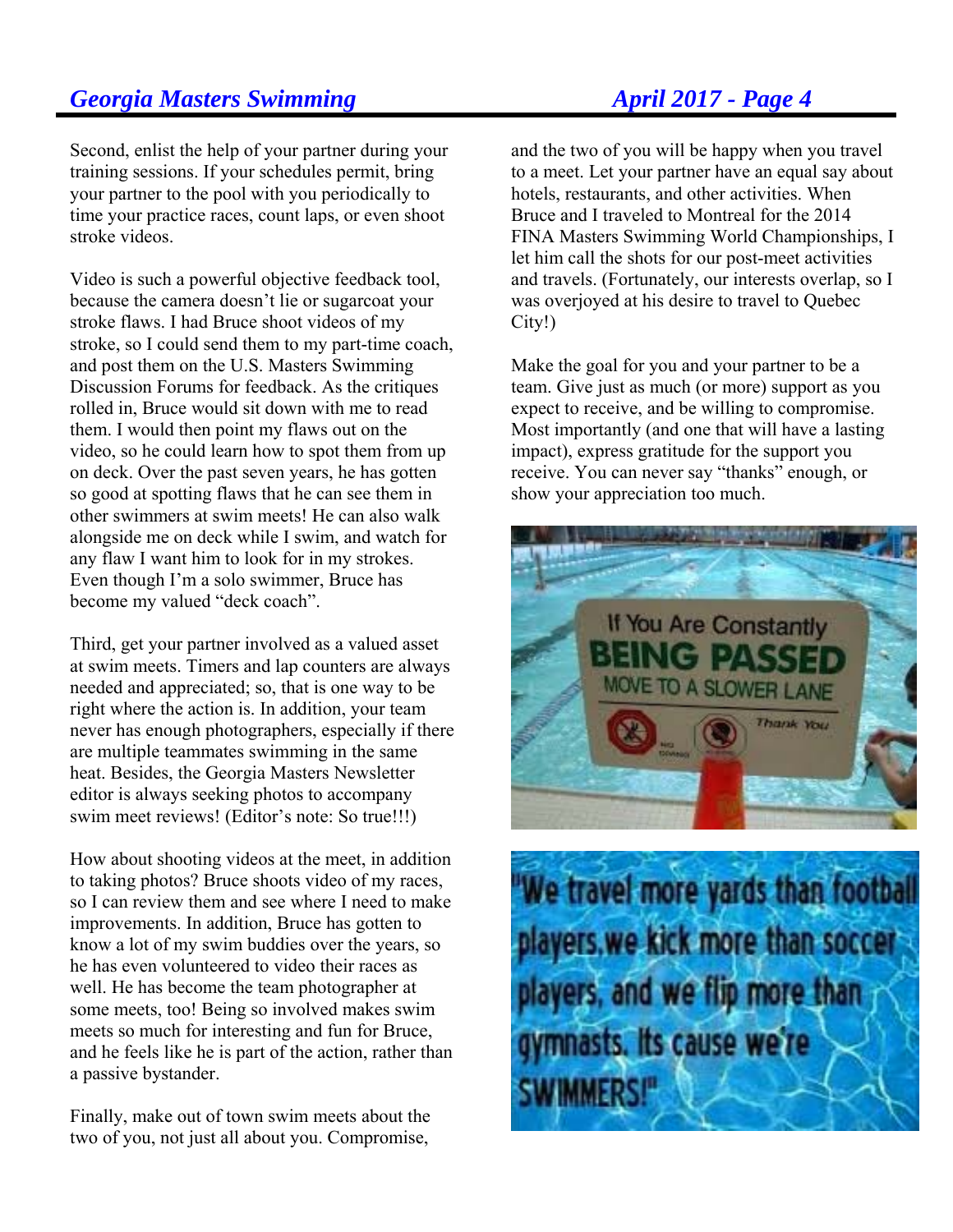Second, enlist the help of your partner during your training sessions. If your schedules permit, bring your partner to the pool with you periodically to time your practice races, count laps, or even shoot stroke videos.

Video is such a powerful objective feedback tool, because the camera doesn't lie or sugarcoat your stroke flaws. I had Bruce shoot videos of my stroke, so I could send them to my part-time coach, and post them on the U.S. Masters Swimming Discussion Forums for feedback. As the critiques rolled in, Bruce would sit down with me to read them. I would then point my flaws out on the video, so he could learn how to spot them from up on deck. Over the past seven years, he has gotten so good at spotting flaws that he can see them in other swimmers at swim meets! He can also walk alongside me on deck while I swim, and watch for any flaw I want him to look for in my strokes. Even though I'm a solo swimmer, Bruce has become my valued "deck coach".

Third, get your partner involved as a valued asset at swim meets. Timers and lap counters are always needed and appreciated; so, that is one way to be right where the action is. In addition, your team never has enough photographers, especially if there are multiple teammates swimming in the same heat. Besides, the Georgia Masters Newsletter editor is always seeking photos to accompany swim meet reviews! (Editor's note: So true!!!)

How about shooting videos at the meet, in addition to taking photos? Bruce shoots video of my races, so I can review them and see where I need to make improvements. In addition, Bruce has gotten to know a lot of my swim buddies over the years, so he has even volunteered to video their races as well. He has become the team photographer at some meets, too! Being so involved makes swim meets so much for interesting and fun for Bruce, and he feels like he is part of the action, rather than a passive bystander.

Finally, make out of town swim meets about the two of you, not just all about you. Compromise, and the two of you will be happy when you travel to a meet. Let your partner have an equal say about hotels, restaurants, and other activities. When Bruce and I traveled to Montreal for the 2014 FINA Masters Swimming World Championships, I let him call the shots for our post-meet activities and travels. (Fortunately, our interests overlap, so I was overjoyed at his desire to travel to Quebec City!)

Make the goal for you and your partner to be a team. Give just as much (or more) support as you expect to receive, and be willing to compromise. Most importantly (and one that will have a lasting impact), express gratitude for the support you receive. You can never say "thanks" enough, or show your appreciation too much.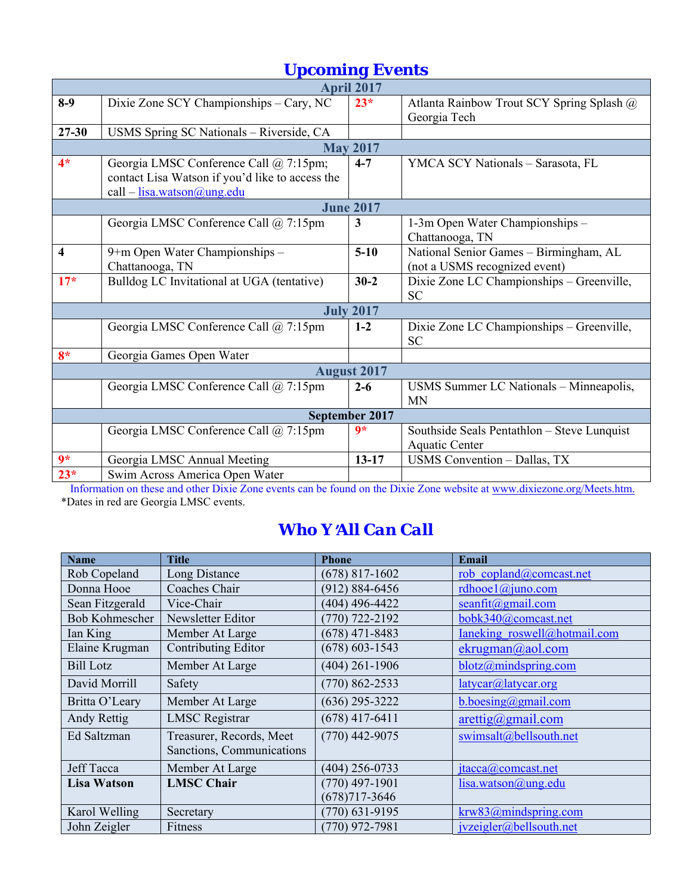## Upcoming Events

| | | | |
|---|---|---|---|
| **April 2017** | | | |
| **8-9** | Dixie Zone SCY Championships – Cary, NC | **23*** | Atlanta Rainbow Trout SCY Spring Splash @ Georgia Tech |
| **27-30** | USMS Spring SC Nationals – Riverside, CA | | |
| **May 2017** | | | |
| **4*** | Georgia LMSC Conference Call @ 7:15pm; contact Lisa Watson if you'd like to access the call – lisa.watson@ung.edu | **4-7** | YMCA SCY Nationals – Sarasota, FL |
| **June 2017** | | | |
| | Georgia LMSC Conference Call @ 7:15pm | **3** | 1-3m Open Water Championships – Chattanooga, TN |
| **4** | 9+m Open Water Championships – Chattanooga, TN | **5-10** | National Senior Games – Birmingham, AL (not a USMS recognized event) |
| **17*** | Bulldog LC Invitational at UGA (tentative) | **30-2** | Dixie Zone LC Championships – Greenville, SC |
| **July 2017** | | | |
| | Georgia LMSC Conference Call @ 7:15pm | **1-2** | Dixie Zone LC Championships – Greenville, SC |
| **8*** | Georgia Games Open Water | | |
| **August 2017** | | | |
| | Georgia LMSC Conference Call @ 7:15pm | **2-6** | USMS Summer LC Nationals – Minneapolis, MN |
| **September 2017** | | | |
| | Georgia LMSC Conference Call @ 7:15pm | **9*** | Southside Seals Pentathlon – Steve Lunquist Aquatic Center |
| **9*** | Georgia LMSC Annual Meeting | **13-17** | USMS Convention – Dallas, TX |
| **23*** | Swim Across America Open Water | | |

Information on these and other Dixie Zone events can be found on the Dixie Zone website at www.dixiezone.org/Meets.htm.

*Dates in red are Georgia LMSC events.

## Who Y'All Can Call

| Name | Title | Phone | Email |
|---|---|---|---|
| Rob Copeland | Long Distance | (678) 817-1602 | rob_copland@comcast.net |
| Donna Hooe | Coaches Chair | (912) 884-6456 | rdhooe1@juno.com |
| Sean Fitzgerald | Vice-Chair | (404) 496-4422 | seanfit@gmail.com |
| Bob Kohmescher | Newsletter Editor | (770) 722-2192 | bobk340@comcast.net |
| Ian King | Member At Large | (678) 471-8483 | Ianeking_roswell@hotmail.com |
| Elaine Krugman | Contributing Editor | (678) 603-1543 | ekrugman@aol.com |
| Bill Lotz | Member At Large | (404) 261-1906 | blotz@mindspring.com |
| David Morrill | Safety | (770) 862-2533 | latycar@latycar.org |
| Britta O'Leary | Member At Large | (636) 295-3222 | b.boesing@gmail.com |
| Andy Rettig | LMSC Registrar | (678) 417-6411 | arettig@gmail.com |
| Ed Saltzman | Treasurer, Records, Meet Sanctions, Communications | (770) 442-9075 | swimsalt@bellsouth.net |
| Jeff Tacca | Member At Large | (404) 256-0733 | jtacca@comcast.net |
| **Lisa Watson** | **LMSC Chair** | (770) 497-1901 (678)717-3646 | lisa.watson@ung.edu |
| Karol Welling | Secretary | (770) 631-9195 | krw83@mindspring.com |
| John Zeigler | Fitness | (770) 972-7981 | jvzeigler@bellsouth.net |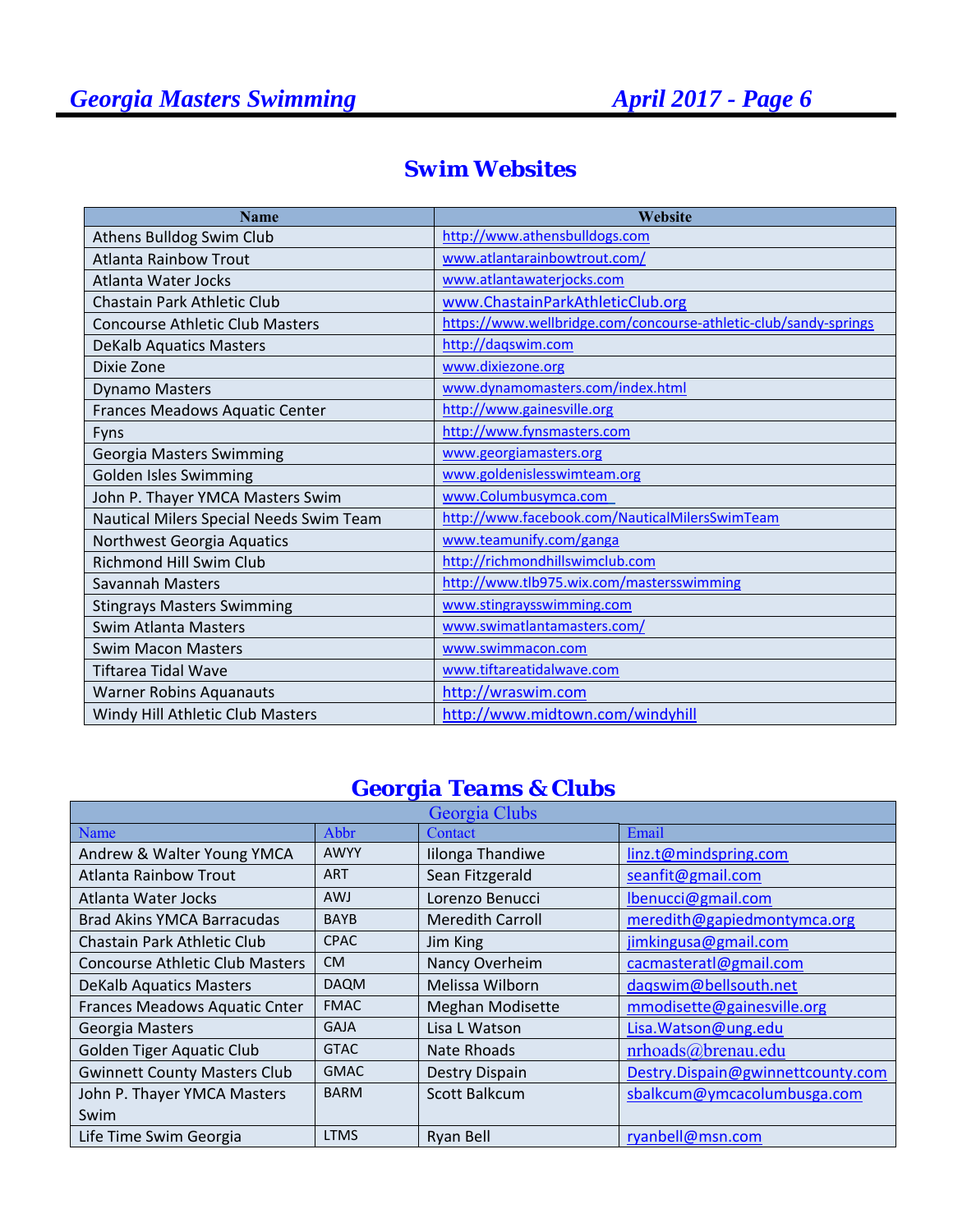## Swim Websites

| Name | Website |
|---|---|
| Athens Bulldog Swim Club | http://www.athensbulldogs.com |
| Atlanta Rainbow Trout | www.atlantarainbowtrout.com/ |
| Atlanta Water Jocks | www.atlantawaterjocks.com |
| Chastain Park Athletic Club | www.ChastainParkAthleticClub.org |
| Concourse Athletic Club Masters | https://www.wellbridge.com/concourse-athletic-club/sandy-springs |
| DeKalb Aquatics Masters | http://daqswim.com |
| Dixie Zone | www.dixiezone.org |
| Dynamo Masters | www.dynamomasters.com/index.html |
| Frances Meadows Aquatic Center | http://www.gainesville.org |
| Fyns | http://www.fynsmasters.com |
| Georgia Masters Swimming | www.georgiamasters.org |
| Golden Isles Swimming | www.goldenislesswimteam.org |
| John P. Thayer YMCA Masters Swim | www.Columbusymca.com |
| Nautical Milers Special Needs Swim Team | http://www.facebook.com/NauticalMilersSwimTeam |
| Northwest Georgia Aquatics | www.teamunify.com/ganga |
| Richmond Hill Swim Club | http://richmondhillswimclub.com |
| Savannah Masters | http://www.tlb975.wix.com/mastersswimming |
| Stingrays Masters Swimming | www.stingraysswimming.com |
| Swim Atlanta Masters | www.swimatlantamasters.com/ |
| Swim Macon Masters | www.swimmacon.com |
| Tiftarea Tidal Wave | www.tiftareatidalwave.com |
| Warner Robins Aquanauts | http://wraswim.com |
| Windy Hill Athletic Club Masters | http://www.midtown.com/windyhill |

## Georgia Teams & Clubs

| Georgia Clubs | | | |
|---|---|---|---|
| Name | Abbr | Contact | Email |
| Andrew & Walter Young YMCA | AWYY | Iilonga Thandiwe | linz.t@mindspring.com |
| Atlanta Rainbow Trout | ART | Sean Fitzgerald | seanfit@gmail.com |
| Atlanta Water Jocks | AWJ | Lorenzo Benucci | lbenucci@gmail.com |
| Brad Akins YMCA Barracudas | BAYB | Meredith Carroll | meredith@gapiedmontymca.org |
| Chastain Park Athletic Club | CPAC | Jim King | jimkingusa@gmail.com |
| Concourse Athletic Club Masters | CM | Nancy Overheim | cacmasteratl@gmail.com |
| DeKalb Aquatics Masters | DAQM | Melissa Wilborn | daqswim@bellsouth.net |
| Frances Meadows Aquatic Cnter | FMAC | Meghan Modisette | mmodisette@gainesville.org |
| Georgia Masters | GAJA | Lisa L Watson | Lisa.Watson@ung.edu |
| Golden Tiger Aquatic Club | GTAC | Nate Rhoads | nrhoads@brenau.edu |
| Gwinnett County Masters Club | GMAC | Destry Dispain | Destry.Dispain@gwinnettcounty.com |
| John P. Thayer YMCA Masters Swim | BARM | Scott Balkcum | sbalkcum@ymcacolumbusga.com |
| Life Time Swim Georgia | LTMS | Ryan Bell | ryanbell@msn.com |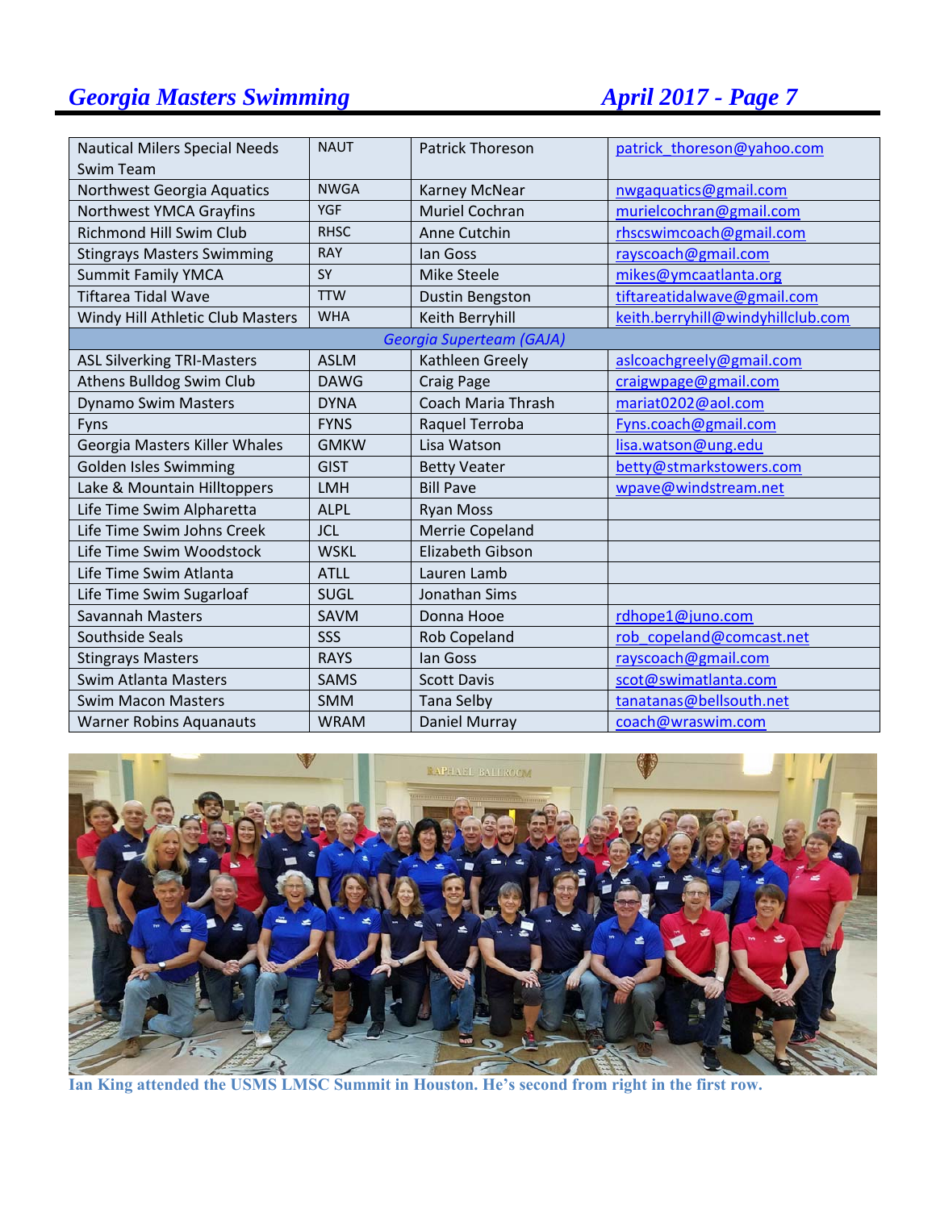| | | | |
|---|---|---|---|
| Nautical Milers Special Needs Swim Team | NAUT | Patrick Thoreson | patrick_thoreson@yahoo.com |
| Northwest Georgia Aquatics | NWGA | Karney McNear | nwgaquatics@gmail.com |
| Northwest YMCA Grayfins | YGF | Muriel Cochran | murielcochran@gmail.com |
| Richmond Hill Swim Club | RHSC | Anne Cutchin | rhscswimcoach@gmail.com |
| Stingrays Masters Swimming | RAY | Ian Goss | rayscoach@gmail.com |
| Summit Family YMCA | SY | Mike Steele | mikes@ymcaatlanta.org |
| Tiftarea Tidal Wave | TTW | Dustin Bengston | tiftareatidalwave@gmail.com |
| Windy Hill Athletic Club Masters | WHA | Keith Berryhill | keith.berryhill@windyhillclub.com |
| *Georgia Superteam (GAJA)* | | | |
| ASL Silverking TRI-Masters | ASLM | Kathleen Greely | aslcoachgreely@gmail.com |
| Athens Bulldog Swim Club | DAWG | Craig Page | craigwpage@gmail.com |
| Dynamo Swim Masters | DYNA | Coach Maria Thrash | mariat0202@aol.com |
| Fyns | FYNS | Raquel Terroba | Fyns.coach@gmail.com |
| Georgia Masters Killer Whales | GMKW | Lisa Watson | lisa.watson@ung.edu |
| Golden Isles Swimming | GIST | Betty Veater | betty@stmarkstowers.com |
| Lake & Mountain Hilltoppers | LMH | Bill Pave | wpave@windstream.net |
| Life Time Swim Alpharetta | ALPL | Ryan Moss | |
| Life Time Swim Johns Creek | JCL | Merrie Copeland | |
| Life Time Swim Woodstock | WSKL | Elizabeth Gibson | |
| Life Time Swim Atlanta | ATLL | Lauren Lamb | |
| Life Time Swim Sugarloaf | SUGL | Jonathan Sims | |
| Savannah Masters | SAVM | Donna Hooe | rdhope1@juno.com |
| Southside Seals | SSS | Rob Copeland | rob_copeland@comcast.net |
| Stingrays Masters | RAYS | Ian Goss | rayscoach@gmail.com |
| Swim Atlanta Masters | SAMS | Scott Davis | scot@swimatlanta.com |
| Swim Macon Masters | SMM | Tana Selby | tanatanas@bellsouth.net |
| Warner Robins Aquanauts | WRAM | Daniel Murray | coach@wraswim.com |

**Ian King attended the USMS LMSC Summit in Houston. He's second from right in the first row.**